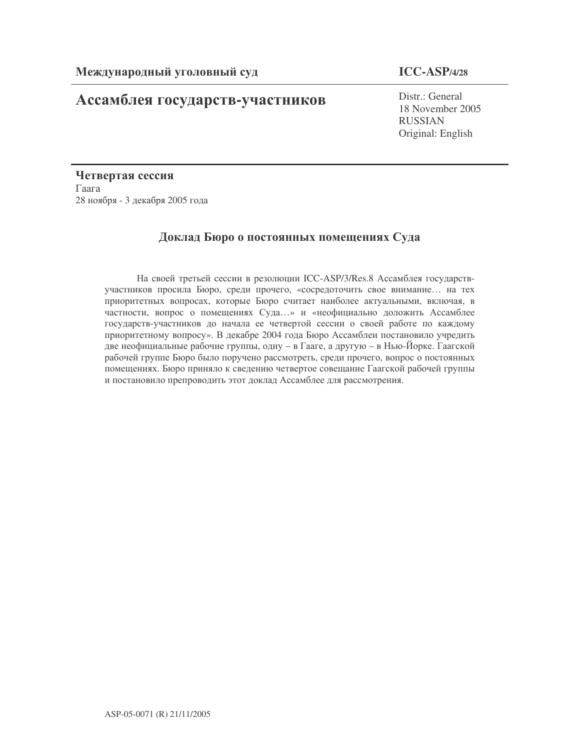Международный уголовный суд

ICC-ASP/4/28

# Ассамблея государств-участников

Distr.: General
18 November 2005
RUSSIAN
Original: English

**Четвертая сессия**
Гаага
28 ноября - 3 декабря 2005 года

## Доклад Бюро о постоянных помещениях Суда

На своей третьей сессии в резолюции ICC-ASP/3/Res.8 Ассамблея государств-участников просила Бюро, среди прочего, «сосредоточить свое внимание… на тех приоритетных вопросах, которые Бюро считает наиболее актуальными, включая, в частности, вопрос о помещениях Суда…» и «неофициально доложить Ассамблее государств-участников до начала ее четвертой сессии о своей работе по каждому приоритетному вопросу». В декабре 2004 года Бюро Ассамблеи постановило учредить две неофициальные рабочие группы, одну – в Гааге, а другую – в Нью-Йорке. Гаагской рабочей группе Бюро было поручено рассмотреть, среди прочего, вопрос о постоянных помещениях. Бюро приняло к сведению четвертое совещание Гаагской рабочей группы и постановило препроводить этот доклад Ассамблее для рассмотрения.

ASP-05-0071 (R) 21/11/2005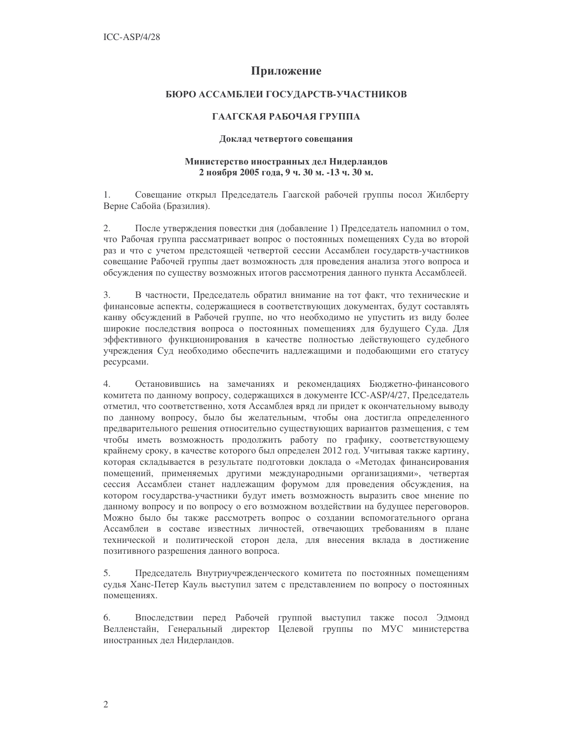# Приложение

## БЮРО АССАМБЛЕИ ГОСУДАРСТВ-УЧАСТНИКОВ

## ГААГСКАЯ РАБОЧАЯ ГРУППА

### Доклад четвертого совещания

**Министерство иностранных дел Нидерландов**
**2 ноября 2005 года, 9 ч. 30 м. -13 ч. 30 м.**

1. Совещание открыл Председатель Гаагской рабочей группы посол Жилберту Верне Сабойа (Бразилия).

2. После утверждения повестки дня (добавление 1) Председатель напомнил о том, что Рабочая группа рассматривает вопрос о постоянных помещениях Суда во второй раз и что с учетом предстоящей четвертой сессии Ассамблеи государств-участников совещание Рабочей группы дает возможность для проведения анализа этого вопроса и обсуждения по существу возможных итогов рассмотрения данного пункта Ассамблеей.

3. В частности, Председатель обратил внимание на тот факт, что технические и финансовые аспекты, содержащиеся в соответствующих документах, будут составлять канву обсуждений в Рабочей группе, но что необходимо не упустить из виду более широкие последствия вопроса о постоянных помещениях для будущего Суда. Для эффективного функционирования в качестве полностью действующего судебного учреждения Суд необходимо обеспечить надлежащими и подобающими его статусу ресурсами.

4. Остановившись на замечаниях и рекомендациях Бюджетно-финансового комитета по данному вопросу, содержащихся в документе ICC-ASP/4/27, Председатель отметил, что соответственно, хотя Ассамблея вряд ли придет к окончательному выводу по данному вопросу, было бы желательным, чтобы она достигла определенного предварительного решения относительно существующих вариантов размещения, с тем чтобы иметь возможность продолжить работу по графику, соответствующему крайнему сроку, в качестве которого был определен 2012 год. Учитывая также картину, которая складывается в результате подготовки доклада о «Методах финансирования помещений, применяемых другими международными организациями», четвертая сессия Ассамблеи станет надлежащим форумом для проведения обсуждения, на котором государства-участники будут иметь возможность выразить свое мнение по данному вопросу и по вопросу о его возможном воздействии на будущее переговоров. Можно было бы также рассмотреть вопрос о создании вспомогательного органа Ассамблеи в составе известных личностей, отвечающих требованиям в плане технической и политической сторон дела, для внесения вклада в достижение позитивного разрешения данного вопроса.

5. Председатель Внутриучрежденческого комитета по постоянных помещениям судья Ханс-Петер Кауль выступил затем с представлением по вопросу о постоянных помещениях.

6. Впоследствии перед Рабочей группой выступил также посол Эдмонд Велленстайн, Генеральный директор Целевой группы по МУС министерства иностранных дел Нидерландов.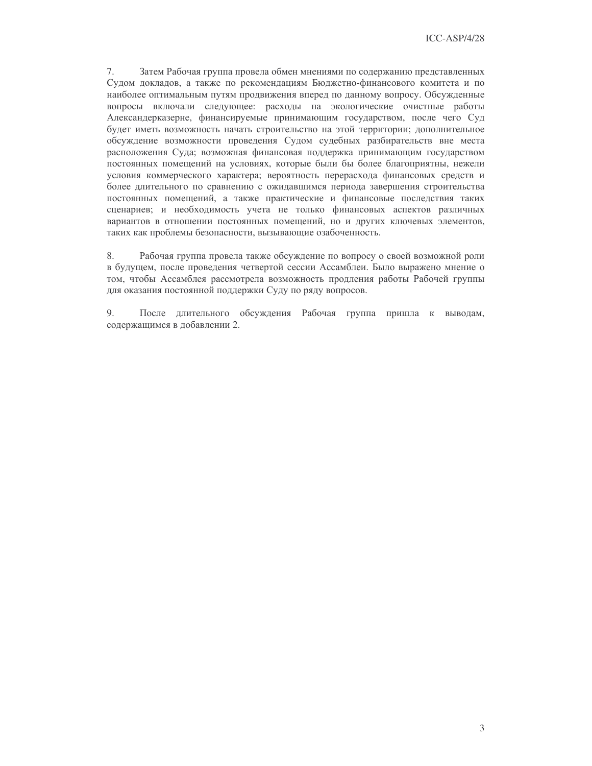7. Затем Рабочая группа провела обмен мнениями по содержанию представленных Судом докладов, а также по рекомендациям Бюджетно-финансового комитета и по наиболее оптимальным путям продвижения вперед по данному вопросу. Обсужденные вопросы включали следующее: расходы на экологические очистные работы Александерказерне, финансируемые принимающим государством, после чего Суд будет иметь возможность начать строительство на этой территории; дополнительное обсуждение возможности проведения Судом судебных разбирательств вне места расположения Суда; возможная финансовая поддержка принимающим государством постоянных помещений на условиях, которые были бы более благоприятны, нежели условия коммерческого характера; вероятность перерасхода финансовых средств и более длительного по сравнению с ожидавшимся периода завершения строительства постоянных помещений, а также практические и финансовые последствия таких сценариев; и необходимость учета не только финансовых аспектов различных вариантов в отношении постоянных помещений, но и других ключевых элементов, таких как проблемы безопасности, вызывающие озабоченность.

8. Рабочая группа провела также обсуждение по вопросу о своей возможной роли в будущем, после проведения четвертой сессии Ассамблеи. Было выражено мнение о том, чтобы Ассамблея рассмотрела возможность продления работы Рабочей группы для оказания постоянной поддержки Суду по ряду вопросов.

9. После длительного обсуждения Рабочая группа пришла к выводам, содержащимся в добавлении 2.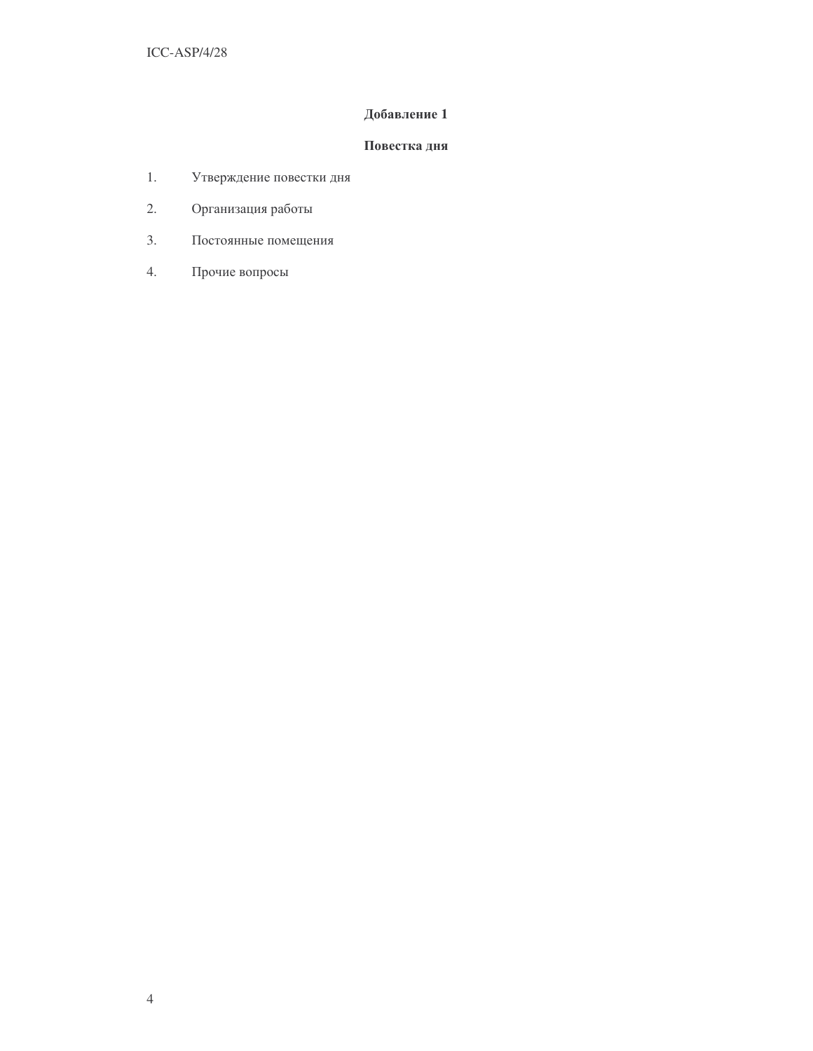## Добавление 1

### Повестка дня

1. Утверждение повестки дня
2. Организация работы
3. Постоянные помещения
4. Прочие вопросы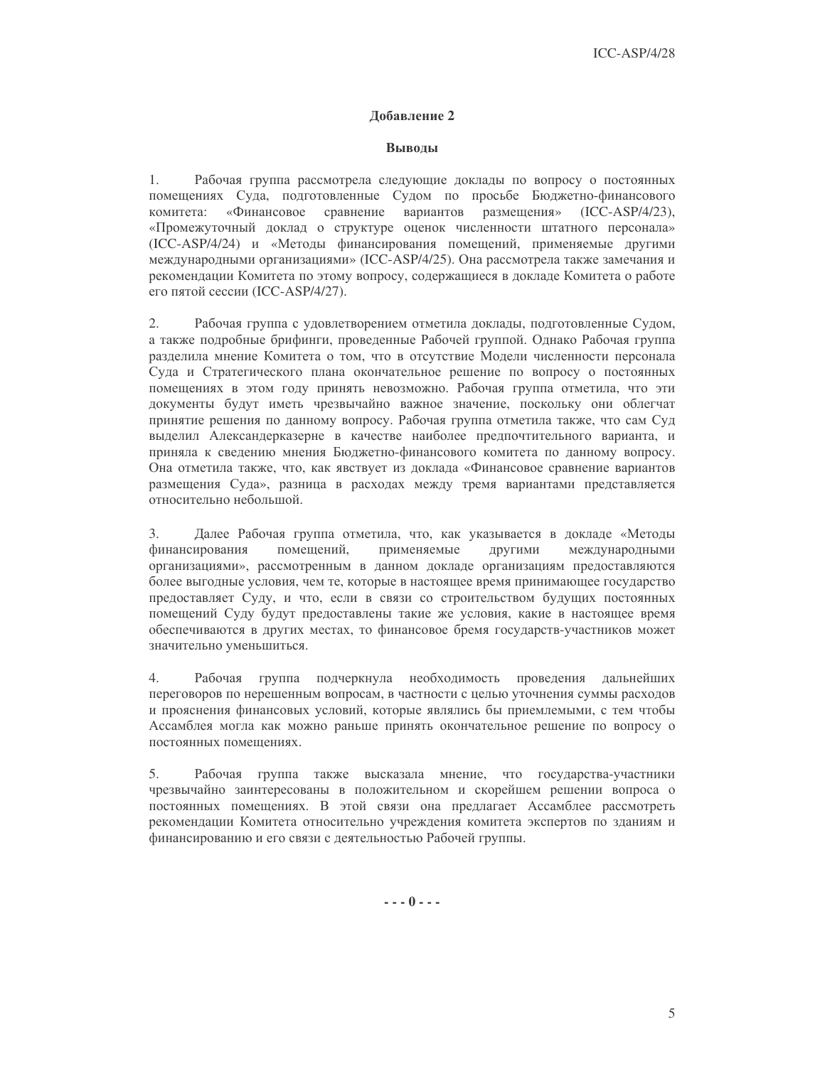## Добавление 2

### Выводы

1. Рабочая группа рассмотрела следующие доклады по вопросу о постоянных помещениях Суда, подготовленные Судом по просьбе Бюджетно-финансового комитета: «Финансовое сравнение вариантов размещения» (ICC-ASP/4/23), «Промежуточный доклад о структуре оценок численности штатного персонала» (ICC-ASP/4/24) и «Методы финансирования помещений, применяемые другими международными организациями» (ICC-ASP/4/25). Она рассмотрела также замечания и рекомендации Комитета по этому вопросу, содержащиеся в докладе Комитета о работе его пятой сессии (ICC-ASP/4/27).

2. Рабочая группа с удовлетворением отметила доклады, подготовленные Судом, а также подробные брифинги, проведенные Рабочей группой. Однако Рабочая группа разделила мнение Комитета о том, что в отсутствие Модели численности персонала Суда и Стратегического плана окончательное решение по вопросу о постоянных помещениях в этом году принять невозможно. Рабочая группа отметила, что эти документы будут иметь чрезвычайно важное значение, поскольку они облегчат принятие решения по данному вопросу. Рабочая группа отметила также, что сам Суд выделил Александерказерне в качестве наиболее предпочтительного варианта, и приняла к сведению мнения Бюджетно-финансового комитета по данному вопросу. Она отметила также, что, как явствует из доклада «Финансовое сравнение вариантов размещения Суда», разница в расходах между тремя вариантами представляется относительно небольшой.

3. Далее Рабочая группа отметила, что, как указывается в докладе «Методы финансирования помещений, применяемые другими международными организациями», рассмотренным в данном докладе организациям предоставляются более выгодные условия, чем те, которые в настоящее время принимающее государство предоставляет Суду, и что, если в связи со строительством будущих постоянных помещений Суду будут предоставлены такие же условия, какие в настоящее время обеспечиваются в других местах, то финансовое бремя государств-участников может значительно уменьшиться.

4. Рабочая группа подчеркнула необходимость проведения дальнейших переговоров по нерешенным вопросам, в частности с целью уточнения суммы расходов и прояснения финансовых условий, которые являлись бы приемлемыми, с тем чтобы Ассамблея могла как можно раньше принять окончательное решение по вопросу о постоянных помещениях.

5. Рабочая группа также высказала мнение, что государства-участники чрезвычайно заинтересованы в положительном и скорейшем решении вопроса о постоянных помещениях. В этой связи она предлагает Ассамблее рассмотреть рекомендации Комитета относительно учреждения комитета экспертов по зданиям и финансированию и его связи с деятельностью Рабочей группы.

**- - - 0 - - -**